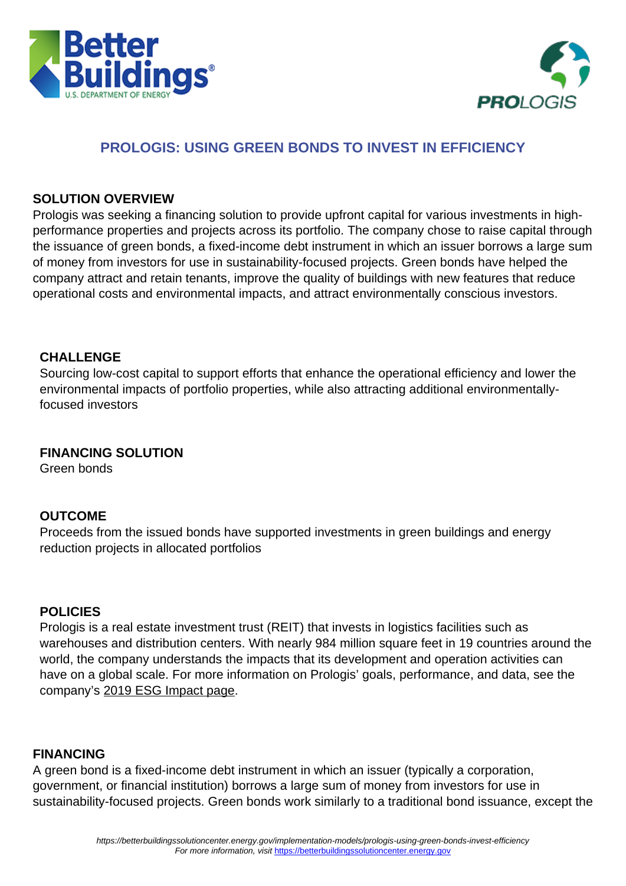# PROLOGIS: USING GREEN BONDS TO INVEST IN EFFICIENCY

## SOLUTION OVERVIEW

Prologis was seeking a financing solution to provide upfront capital for various investments in high-performance properties and projects across its portfolio. The company chose to raise capital through the issuance of green bonds, a fixed-income debt instrument in which an issuer borrows a large sum of money from investors for use in sustainability-focused projects. Green bonds have helped the company attract and retain tenants, improve the quality of buildings with new features that reduce operational costs and environmental impacts, and attract environmentally conscious investors.

### CHALLENGE

Sourcing low-cost capital to support efforts that enhance the operational efficiency and lower the environmental impacts of portfolio properties, while also attracting additional environmentally-focused investors

### FINANCING SOLUTION

Green bonds

### OUTCOME

Proceeds from the issued bonds have supported investments in green buildings and energy reduction projects in allocated portfolios

### POLICIES

Prologis is a real estate investment trust (REIT) that invests in logistics facilities such as warehouses and distribution centers. With nearly 984 million square feet in 19 countries around the world, the company understands the impacts that its development and operation activities can have on a global scale. For more information on Prologis' goals, performance, and data, see the company's 2019 ESG Impact page.

## FINANCING

A green bond is a fixed-income debt instrument in which an issuer (typically a corporation, government, or financial institution) borrows a large sum of money from investors for use in sustainability-focused projects. Green bonds work similarly to a traditional bond issuance, except the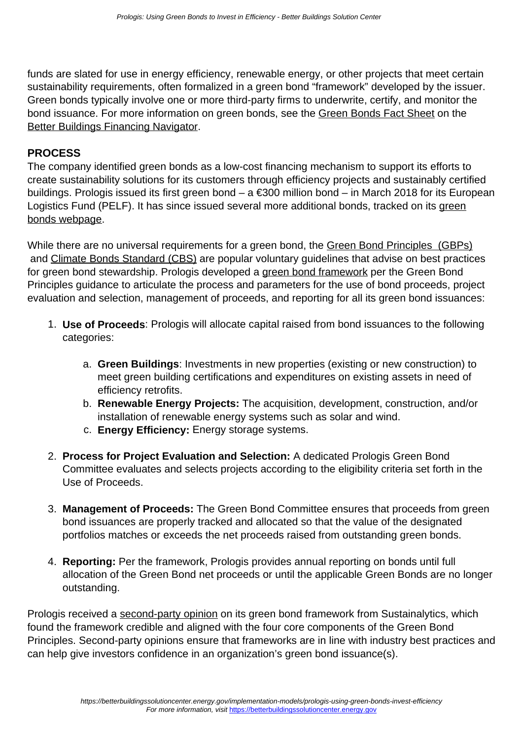funds are slated for use in energy efficiency, renewable energy, or other projects that meet certain sustainability requirements, often formalized in a green bond "framework" developed by the issuer. Green bonds typically involve one or more third-party firms to underwrite, certify, and monitor the bond issuance. For more information on green bonds, see the Green Bonds Fact Sheet on the Better Buildings Financing Navigator.

## PROCESS

The company identified green bonds as a low-cost financing mechanism to support its efforts to create sustainability solutions for its customers through efficiency projects and sustainably certified buildings. Prologis issued its first green bond – a €300 million bond – in March 2018 for its European Logistics Fund (PELF). It has since issued several more additional bonds, tracked on its green bonds webpage.

While there are no universal requirements for a green bond, the Green Bond Principles (GBPs) and Climate Bonds Standard (CBS) are popular voluntary guidelines that advise on best practices for green bond stewardship. Prologis developed a green bond framework per the Green Bond Principles guidance to articulate the process and parameters for the use of bond proceeds, project evaluation and selection, management of proceeds, and reporting for all its green bond issuances:

1. **Use of Proceeds**: Prologis will allocate capital raised from bond issuances to the following categories:
   a. **Green Buildings**: Investments in new properties (existing or new construction) to meet green building certifications and expenditures on existing assets in need of efficiency retrofits.
   b. **Renewable Energy Projects:** The acquisition, development, construction, and/or installation of renewable energy systems such as solar and wind.
   c. **Energy Efficiency:** Energy storage systems.

2. **Process for Project Evaluation and Selection:** A dedicated Prologis Green Bond Committee evaluates and selects projects according to the eligibility criteria set forth in the Use of Proceeds.

3. **Management of Proceeds:** The Green Bond Committee ensures that proceeds from green bond issuances are properly tracked and allocated so that the value of the designated portfolios matches or exceeds the net proceeds raised from outstanding green bonds.

4. **Reporting:** Per the framework, Prologis provides annual reporting on bonds until full allocation of the Green Bond net proceeds or until the applicable Green Bonds are no longer outstanding.

Prologis received a second-party opinion on its green bond framework from Sustainalytics, which found the framework credible and aligned with the four core components of the Green Bond Principles. Second-party opinions ensure that frameworks are in line with industry best practices and can help give investors confidence in an organization's green bond issuance(s).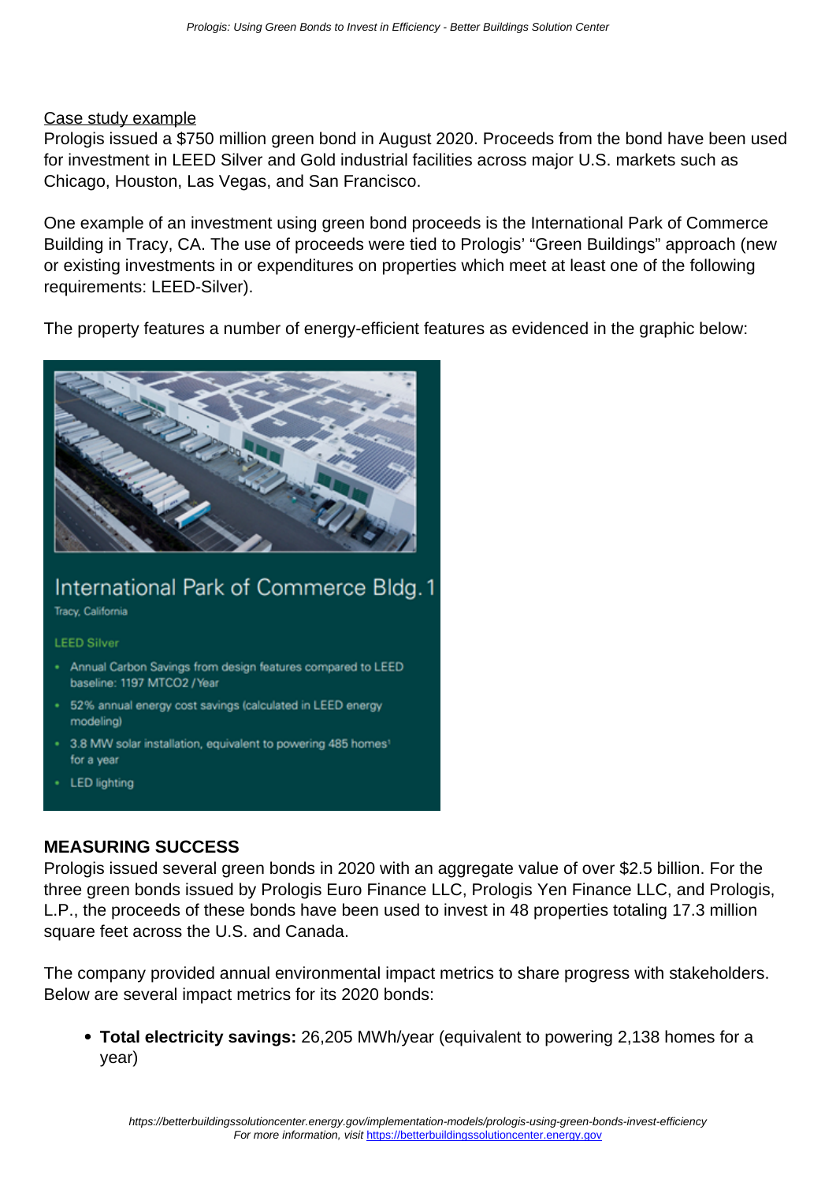Case study example

Prologis issued a $750 million green bond in August 2020. Proceeds from the bond have been used for investment in LEED Silver and Gold industrial facilities across major U.S. markets such as Chicago, Houston, Las Vegas, and San Francisco.

One example of an investment using green bond proceeds is the International Park of Commerce Building in Tracy, CA. The use of proceeds were tied to Prologis' "Green Buildings" approach (new or existing investments in or expenditures on properties which meet at least one of the following requirements: LEED-Silver).

The property features a number of energy-efficient features as evidenced in the graphic below:

International Park of Commerce Bldg. 1

Tracy, California

LEED Silver

- Annual Carbon Savings from design features compared to LEED baseline: 1197 MTCO2 / Year
- 52% annual energy cost savings (calculated in LEED energy modeling)
- 3.8 MW solar installation, equivalent to powering 485 homes[1] for a year
- LED lighting

## MEASURING SUCCESS

Prologis issued several green bonds in 2020 with an aggregate value of over $2.5 billion. For the three green bonds issued by Prologis Euro Finance LLC, Prologis Yen Finance LLC, and Prologis, L.P., the proceeds of these bonds have been used to invest in 48 properties totaling 17.3 million square feet across the U.S. and Canada.

The company provided annual environmental impact metrics to share progress with stakeholders. Below are several impact metrics for its 2020 bonds:

- **Total electricity savings:** 26,205 MWh/year (equivalent to powering 2,138 homes for a year)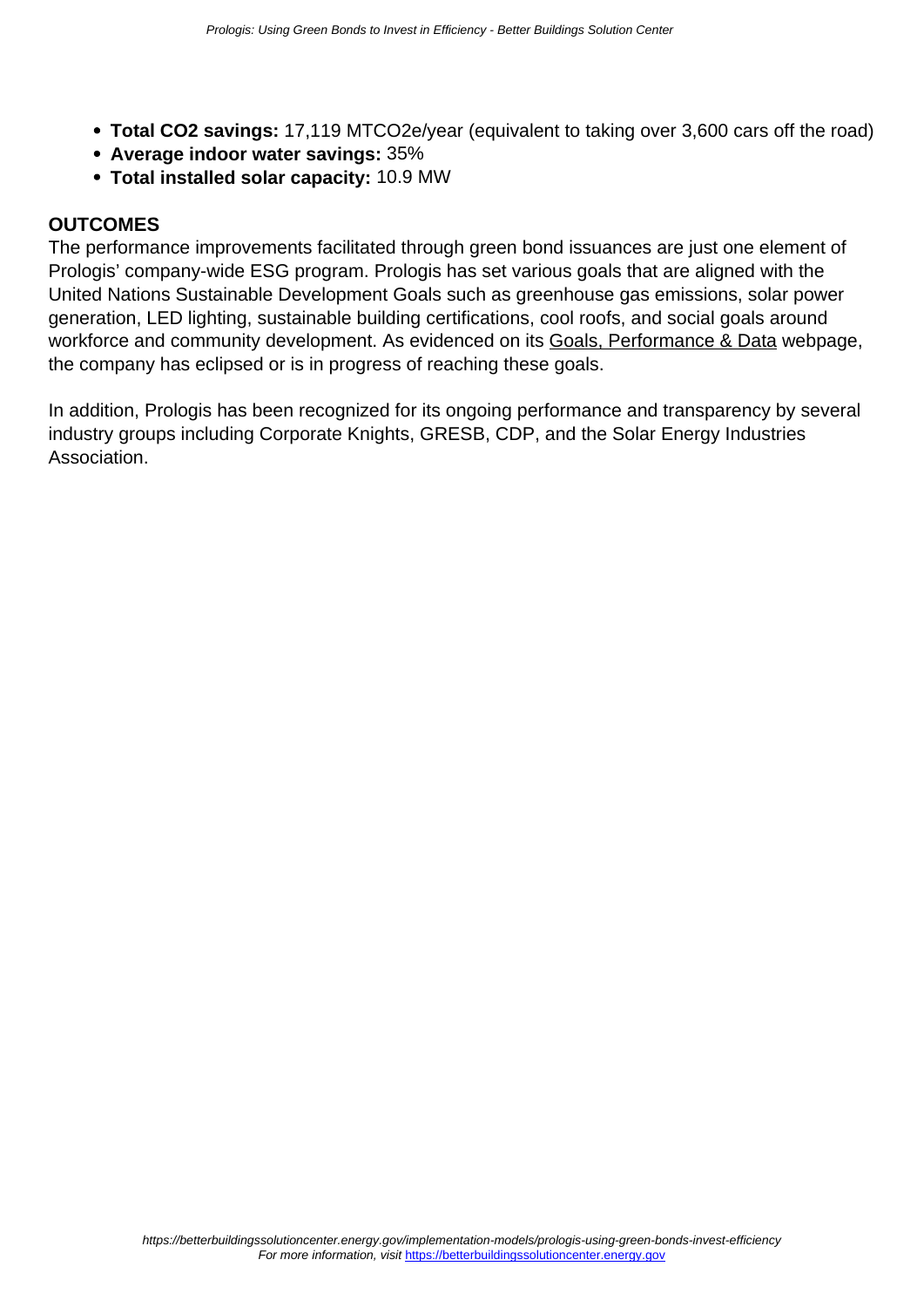- **Total CO2 savings:** 17,119 MTCO2e/year (equivalent to taking over 3,600 cars off the road)
- **Average indoor water savings:** 35%
- **Total installed solar capacity:** 10.9 MW

## OUTCOMES

The performance improvements facilitated through green bond issuances are just one element of Prologis' company-wide ESG program. Prologis has set various goals that are aligned with the United Nations Sustainable Development Goals such as greenhouse gas emissions, solar power generation, LED lighting, sustainable building certifications, cool roofs, and social goals around workforce and community development. As evidenced on its Goals, Performance & Data webpage, the company has eclipsed or is in progress of reaching these goals.

In addition, Prologis has been recognized for its ongoing performance and transparency by several industry groups including Corporate Knights, GRESB, CDP, and the Solar Energy Industries Association.